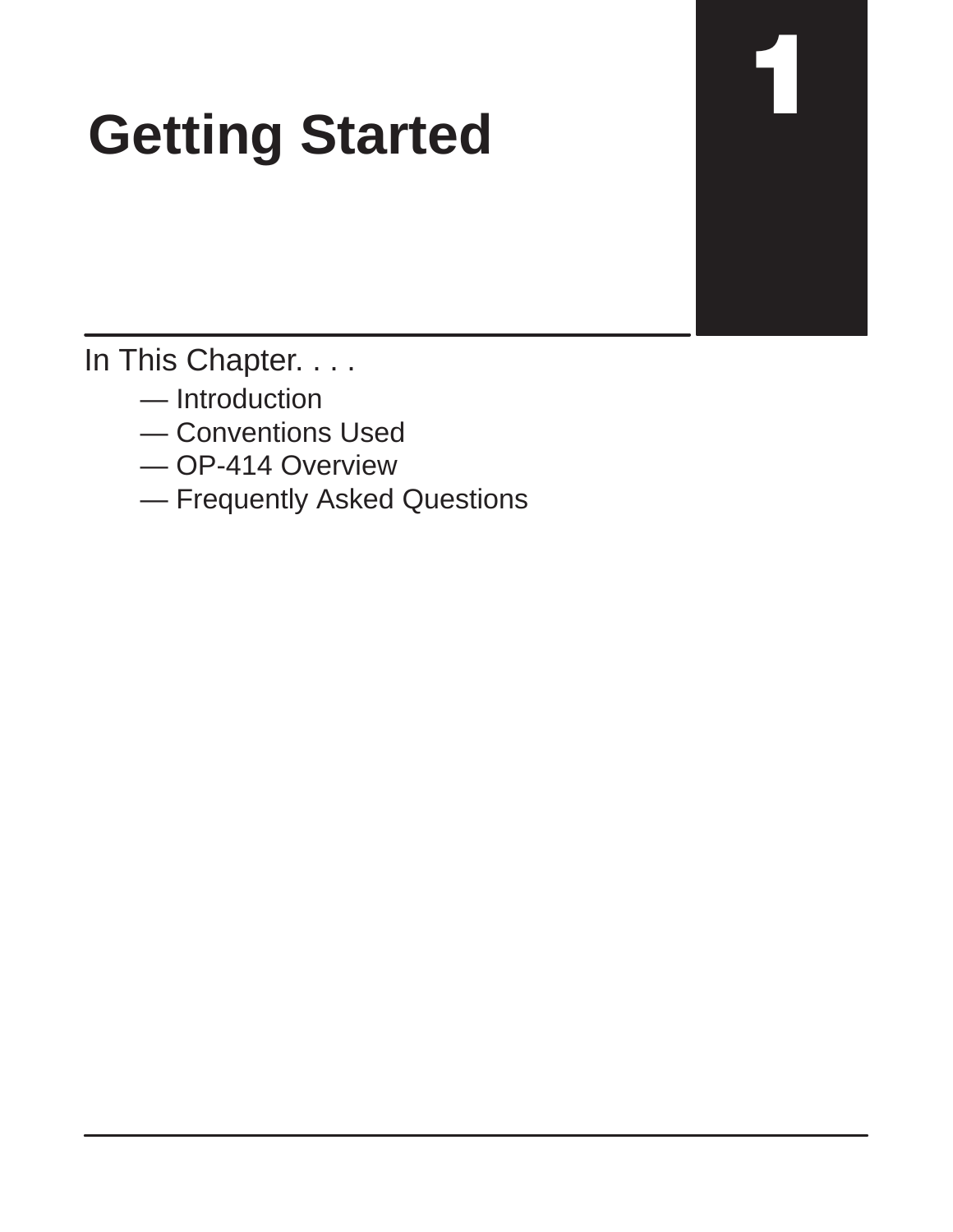# 1

# Getting Started

In This Chapter. . . .

— Introduction
— Conventions Used
— OP-414 Overview
— Frequently Asked Questions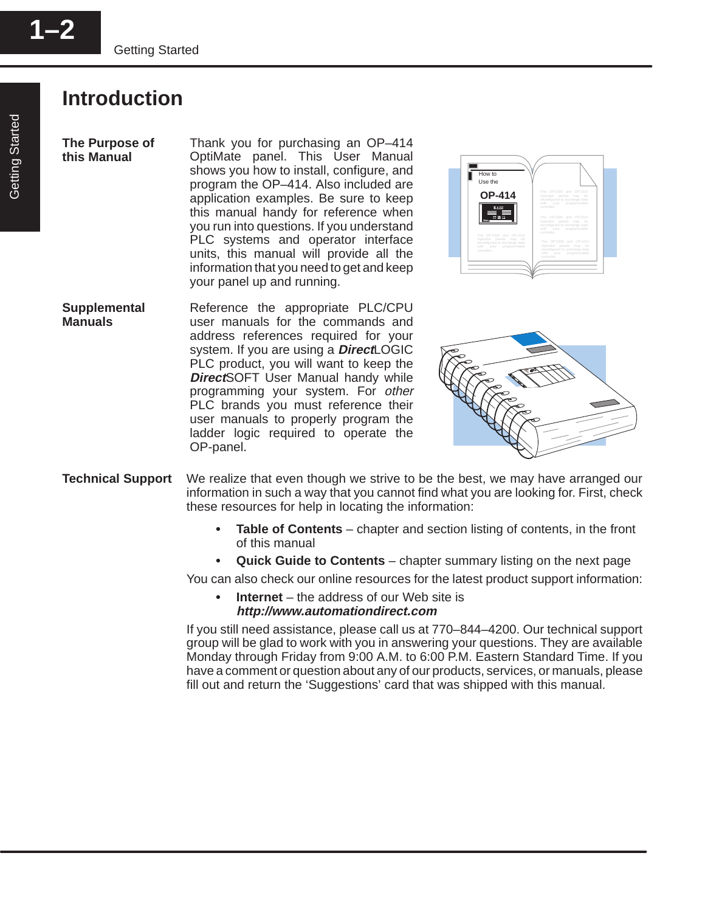# Introduction

**The Purpose of this Manual**

Thank you for purchasing an OP–414 OptiMate panel. This User Manual shows you how to install, configure, and program the OP–414. Also included are application examples. Be sure to keep this manual handy for reference when you run into questions. If you understand PLC systems and operator interface units, this manual will provide all the information that you need to get and keep your panel up and running.

**Supplemental Manuals**

Reference the appropriate PLC/CPU user manuals for the commands and address references required for your system. If you are using a ***Direct***LOGIC PLC product, you will want to keep the ***Direct***SOFT User Manual handy while programming your system. For *other* PLC brands you must reference their user manuals to properly program the ladder logic required to operate the OP-panel.

**Technical Support**

We realize that even though we strive to be the best, we may have arranged our information in such a way that you cannot find what you are looking for. First, check these resources for help in locating the information:

- **Table of Contents** – chapter and section listing of contents, in the front of this manual
- **Quick Guide to Contents** – chapter summary listing on the next page

You can also check our online resources for the latest product support information:

- **Internet** – the address of our Web site is ***http://www.automationdirect.com***

If you still need assistance, please call us at 770–844–4200. Our technical support group will be glad to work with you in answering your questions. They are available Monday through Friday from 9:00 A.M. to 6:00 P.M. Eastern Standard Time. If you have a comment or question about any of our products, services, or manuals, please fill out and return the ‘Suggestions’ card that was shipped with this manual.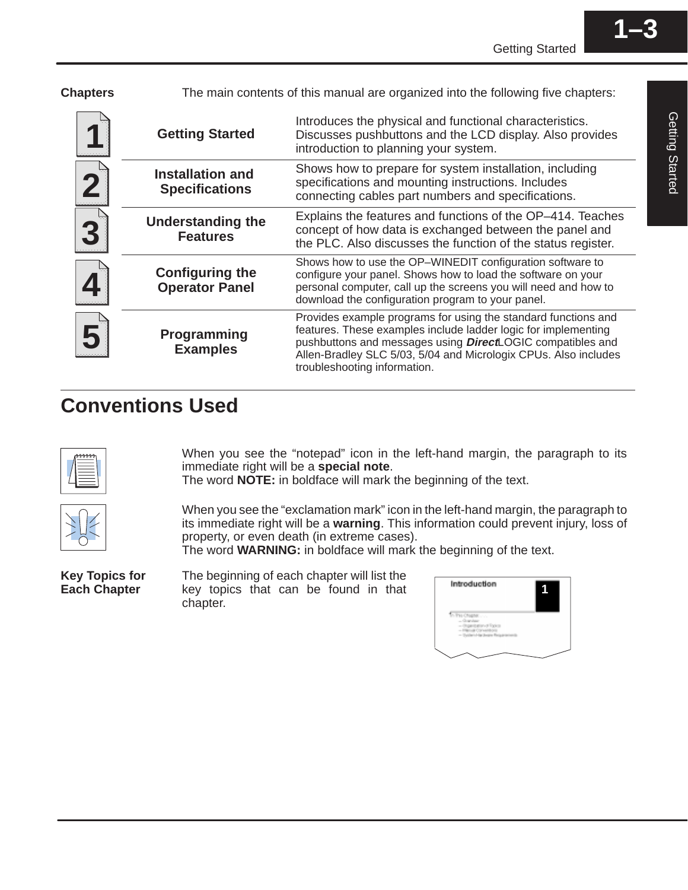**Chapters**

The main contents of this manual are organized into the following five chapters:

| | | |
|---|---|---|
| 1 | **Getting Started** | Introduces the physical and functional characteristics. Discusses pushbuttons and the LCD display. Also provides introduction to planning your system. |
| 2 | **Installation and Specifications** | Shows how to prepare for system installation, including specifications and mounting instructions. Includes connecting cables part numbers and specifications. |
| 3 | **Understanding the Features** | Explains the features and functions of the OP–414. Teaches concept of how data is exchanged between the panel and the PLC. Also discusses the function of the status register. |
| 4 | **Configuring the Operator Panel** | Shows how to use the OP–WINEDIT configuration software to configure your panel. Shows how to load the software on your personal computer, call up the screens you will need and how to download the configuration program to your panel. |
| 5 | **Programming Examples** | Provides example programs for using the standard functions and features. These examples include ladder logic for implementing pushbuttons and messages using ***Direct***LOGIC compatibles and Allen-Bradley SLC 5/03, 5/04 and Micrologix CPUs. Also includes troubleshooting information. |

## Conventions Used

When you see the “notepad” icon in the left-hand margin, the paragraph to its immediate right will be a **special note**.
The word **NOTE:** in boldface will mark the beginning of the text.

When you see the “exclamation mark” icon in the left-hand margin, the paragraph to its immediate right will be a **warning**. This information could prevent injury, loss of property, or even death (in extreme cases).
The word **WARNING:** in boldface will mark the beginning of the text.

**Key Topics for Each Chapter**

The beginning of each chapter will list the key topics that can be found in that chapter.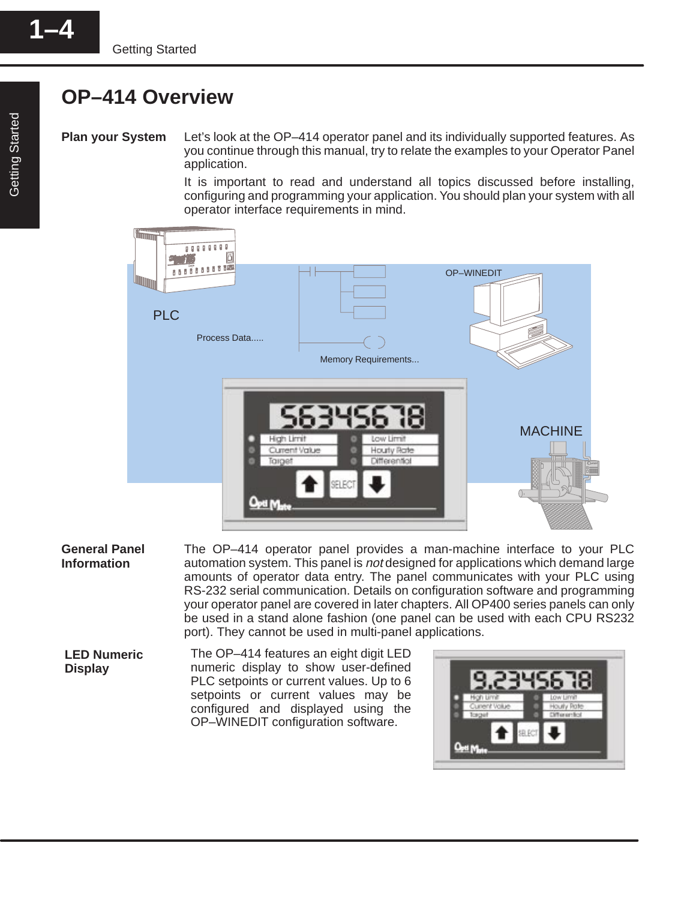# OP–414 Overview

**Plan your System**

Let's look at the OP–414 operator panel and its individually supported features. As you continue through this manual, try to relate the examples to your Operator Panel application.

It is important to read and understand all topics discussed before installing, configuring and programming your application. You should plan your system with all operator interface requirements in mind.

**General Panel Information**

The OP–414 operator panel provides a man-machine interface to your PLC automation system. This panel is *not* designed for applications which demand large amounts of operator data entry. The panel communicates with your PLC using RS-232 serial communication. Details on configuration software and programming your operator panel are covered in later chapters. All OP400 series panels can only be used in a stand alone fashion (one panel can be used with each CPU RS232 port). They cannot be used in multi-panel applications.

**LED Numeric Display**

The OP–414 features an eight digit LED numeric display to show user-defined PLC setpoints or current values. Up to 6 setpoints or current values may be configured and displayed using the OP–WINEDIT configuration software.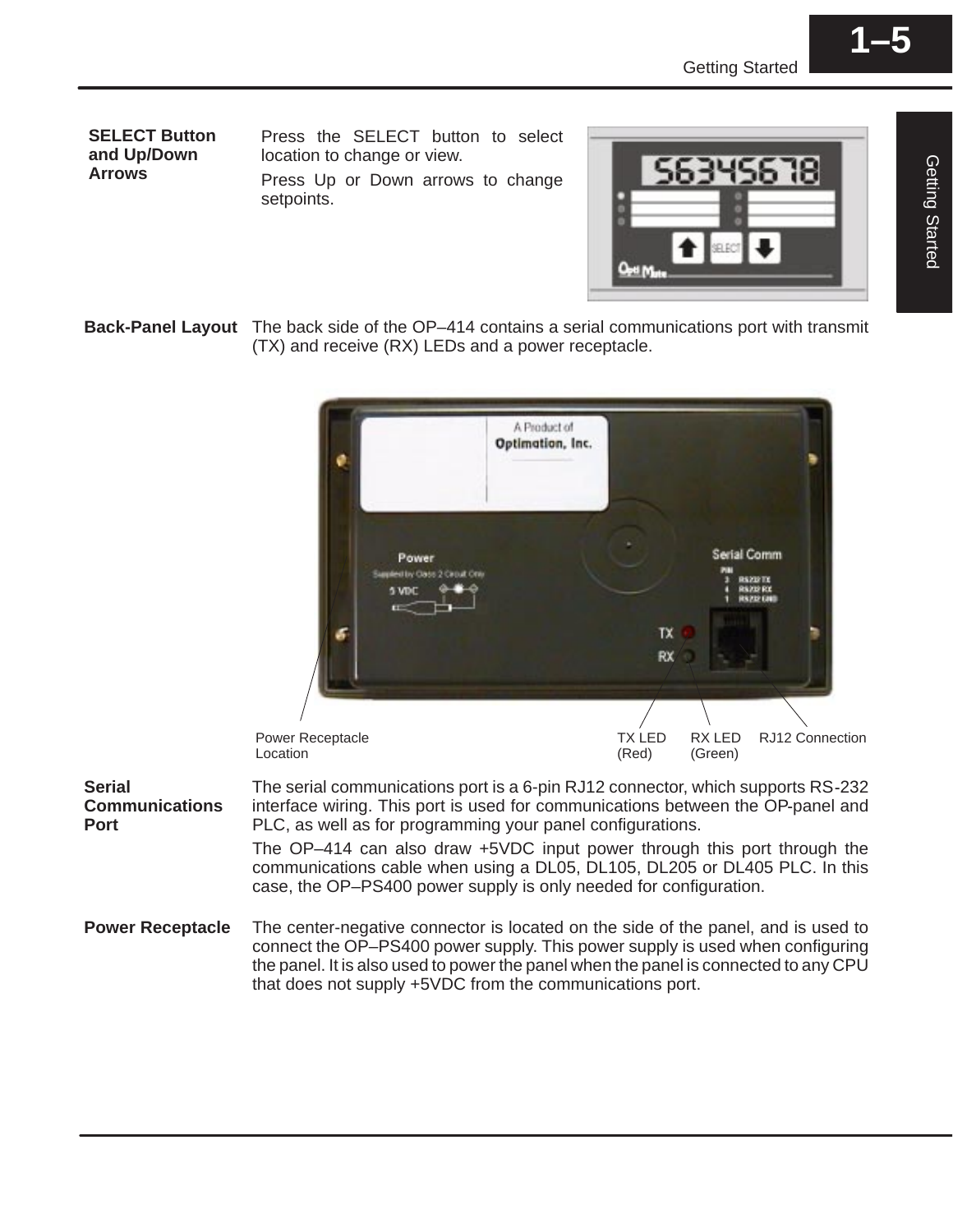**SELECT Button and Up/Down Arrows**

Press the SELECT button to select location to change or view.

Press Up or Down arrows to change setpoints.

**Back-Panel Layout**

The back side of the OP–414 contains a serial communications port with transmit (TX) and receive (RX) LEDs and a power receptacle.

Power Receptacle Location TX LED (Red) RX LED (Green) RJ12 Connection

**Serial Communications Port**

The serial communications port is a 6-pin RJ12 connector, which supports RS-232 interface wiring. This port is used for communications between the OP-panel and PLC, as well as for programming your panel configurations.

The OP–414 can also draw +5VDC input power through this port through the communications cable when using a DL05, DL105, DL205 or DL405 PLC. In this case, the OP–PS400 power supply is only needed for configuration.

**Power Receptacle**

The center-negative connector is located on the side of the panel, and is used to connect the OP–PS400 power supply. This power supply is used when configuring the panel. It is also used to power the panel when the panel is connected to any CPU that does not supply +5VDC from the communications port.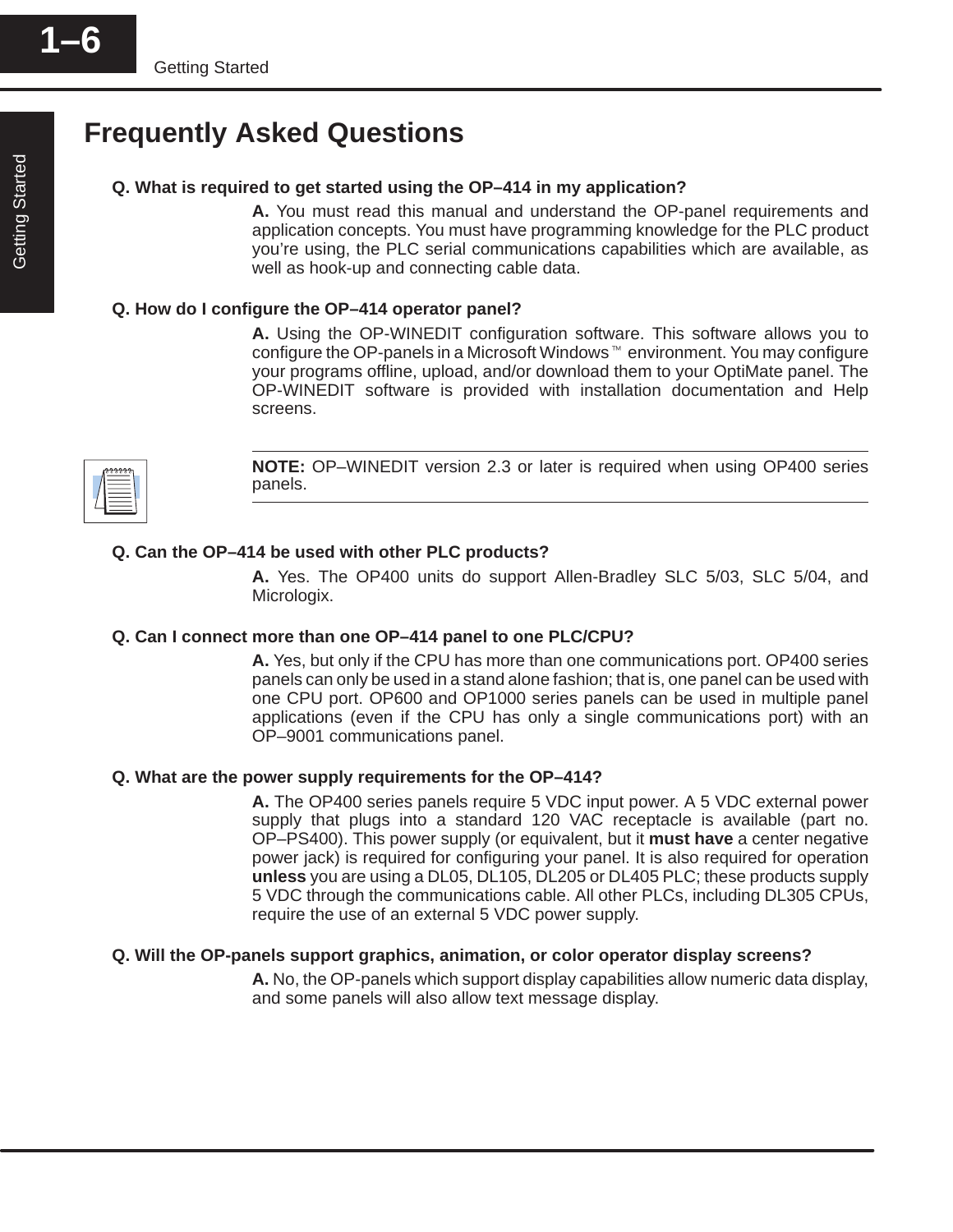# Frequently Asked Questions

**Q. What is required to get started using the OP–414 in my application?**

**A.** You must read this manual and understand the OP-panel requirements and application concepts. You must have programming knowledge for the PLC product you're using, the PLC serial communications capabilities which are available, as well as hook-up and connecting cable data.

**Q. How do I configure the OP–414 operator panel?**

**A.** Using the OP-WINEDIT configuration software. This software allows you to configure the OP-panels in a Microsoft Windows™ environment. You may configure your programs offline, upload, and/or download them to your OptiMate panel. The OP-WINEDIT software is provided with installation documentation and Help screens.

**NOTE:** OP–WINEDIT version 2.3 or later is required when using OP400 series panels.

**Q. Can the OP–414 be used with other PLC products?**

**A.** Yes. The OP400 units do support Allen-Bradley SLC 5/03, SLC 5/04, and Micrologix.

**Q. Can I connect more than one OP–414 panel to one PLC/CPU?**

**A.** Yes, but only if the CPU has more than one communications port. OP400 series panels can only be used in a stand alone fashion; that is, one panel can be used with one CPU port. OP600 and OP1000 series panels can be used in multiple panel applications (even if the CPU has only a single communications port) with an OP–9001 communications panel.

**Q. What are the power supply requirements for the OP–414?**

**A.** The OP400 series panels require 5 VDC input power. A 5 VDC external power supply that plugs into a standard 120 VAC receptacle is available (part no. OP–PS400). This power supply (or equivalent, but it **must have** a center negative power jack) is required for configuring your panel. It is also required for operation **unless** you are using a DL05, DL105, DL205 or DL405 PLC; these products supply 5 VDC through the communications cable. All other PLCs, including DL305 CPUs, require the use of an external 5 VDC power supply.

**Q. Will the OP-panels support graphics, animation, or color operator display screens?**

**A.** No, the OP-panels which support display capabilities allow numeric data display, and some panels will also allow text message display.